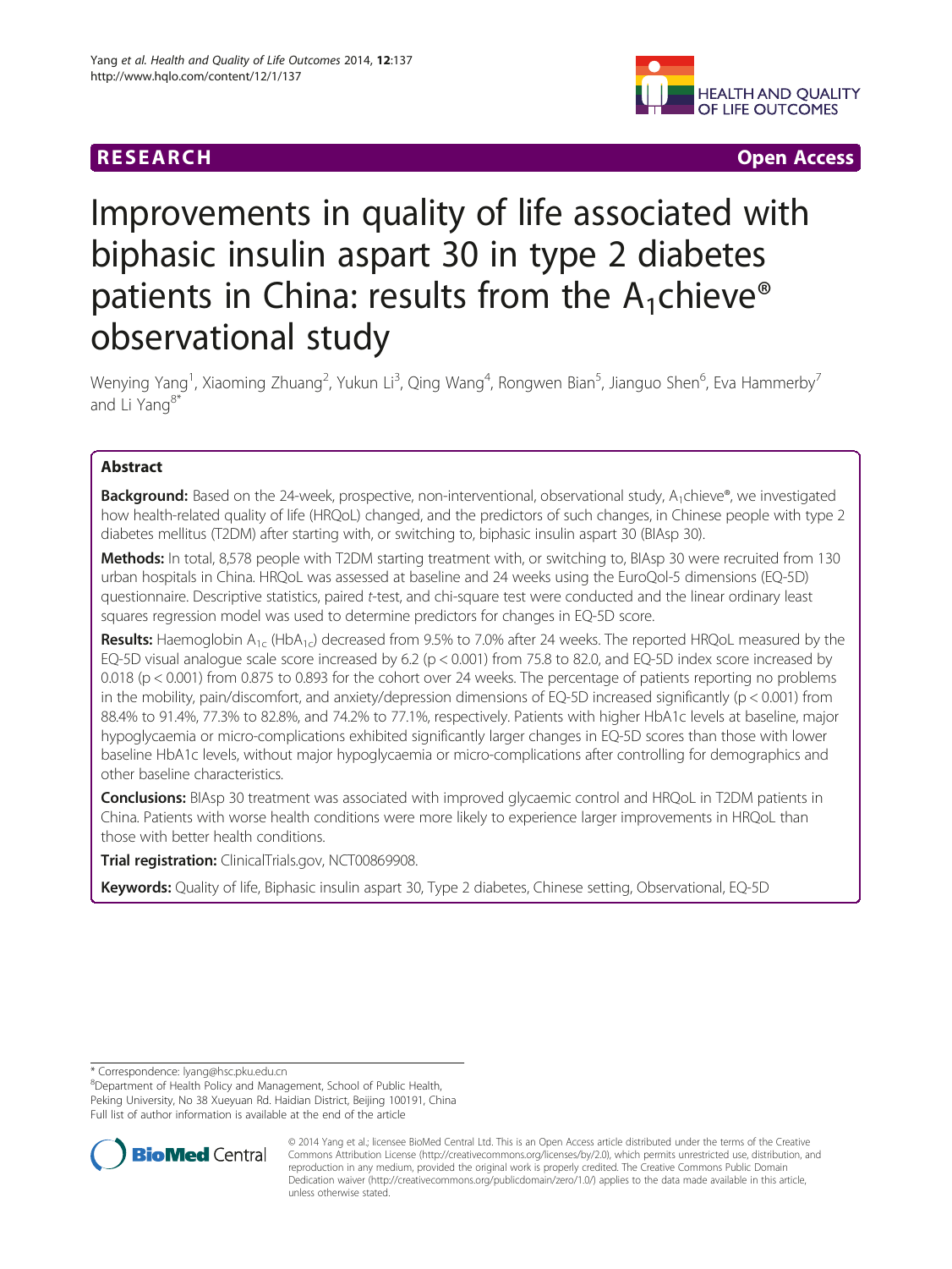RESEARCH Open Access

# Improvements in quality of life associated with biphasic insulin aspart 30 in type 2 diabetes patients in China: results from the $A_1$chieve® observational study

Wenying Yang[1], Xiaoming Zhuang[2], Yukun Li[3], Qing Wang[4], Rongwen Bian[5], Jianguo Shen[6], Eva Hammerby[7] and Li Yang[8*]

## Abstract

**Background:** Based on the 24-week, prospective, non-interventional, observational study, $A_1$chieve®, we investigated how health-related quality of life (HRQoL) changed, and the predictors of such changes, in Chinese people with type 2 diabetes mellitus (T2DM) after starting with, or switching to, biphasic insulin aspart 30 (BIAsp 30).

**Methods:** In total, 8,578 people with T2DM starting treatment with, or switching to, BIAsp 30 were recruited from 130 urban hospitals in China. HRQoL was assessed at baseline and 24 weeks using the EuroQol-5 dimensions (EQ-5D) questionnaire. Descriptive statistics, paired *t*-test, and chi-square test were conducted and the linear ordinary least squares regression model was used to determine predictors for changes in EQ-5D score.

**Results:** Haemoglobin $A_{1c}$ ($HbA_{1c}$) decreased from 9.5% to 7.0% after 24 weeks. The reported HRQoL measured by the EQ-5D visual analogue scale score increased by 6.2 ($p < 0.001$) from 75.8 to 82.0, and EQ-5D index score increased by 0.018 ($p < 0.001$) from 0.875 to 0.893 for the cohort over 24 weeks. The percentage of patients reporting no problems in the mobility, pain/discomfort, and anxiety/depression dimensions of EQ-5D increased significantly ($p < 0.001$) from 88.4% to 91.4%, 77.3% to 82.8%, and 74.2% to 77.1%, respectively. Patients with higher HbA1c levels at baseline, major hypoglycaemia or micro-complications exhibited significantly larger changes in EQ-5D scores than those with lower baseline HbA1c levels, without major hypoglycaemia or micro-complications after controlling for demographics and other baseline characteristics.

**Conclusions:** BIAsp 30 treatment was associated with improved glycaemic control and HRQoL in T2DM patients in China. Patients with worse health conditions were more likely to experience larger improvements in HRQoL than those with better health conditions.

**Trial registration:** ClinicalTrials.gov, NCT00869908.

**Keywords:** Quality of life, Biphasic insulin aspart 30, Type 2 diabetes, Chinese setting, Observational, EQ-5D

---

\* Correspondence: lyang@hsc.pku.edu.cn
[8]Department of Health Policy and Management, School of Public Health, Peking University, No 38 Xueyuan Rd. Haidian District, Beijing 100191, China
Full list of author information is available at the end of the article

© 2014 Yang et al.; licensee BioMed Central Ltd. This is an Open Access article distributed under the terms of the Creative Commons Attribution License (http://creativecommons.org/licenses/by/2.0), which permits unrestricted use, distribution, and reproduction in any medium, provided the original work is properly credited. The Creative Commons Public Domain Dedication waiver (http://creativecommons.org/publicdomain/zero/1.0/) applies to the data made available in this article, unless otherwise stated.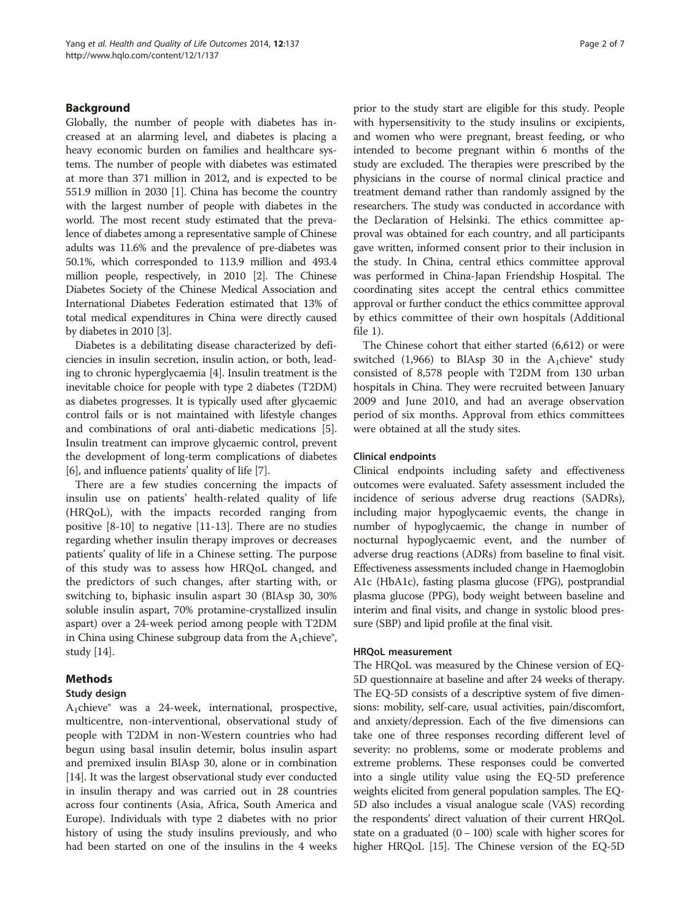## Background

Globally, the number of people with diabetes has increased at an alarming level, and diabetes is placing a heavy economic burden on families and healthcare systems. The number of people with diabetes was estimated at more than 371 million in 2012, and is expected to be 551.9 million in 2030 [1]. China has become the country with the largest number of people with diabetes in the world. The most recent study estimated that the prevalence of diabetes among a representative sample of Chinese adults was 11.6% and the prevalence of pre-diabetes was 50.1%, which corresponded to 113.9 million and 493.4 million people, respectively, in 2010 [2]. The Chinese Diabetes Society of the Chinese Medical Association and International Diabetes Federation estimated that 13% of total medical expenditures in China were directly caused by diabetes in 2010 [3].

Diabetes is a debilitating disease characterized by deficiencies in insulin secretion, insulin action, or both, leading to chronic hyperglycaemia [4]. Insulin treatment is the inevitable choice for people with type 2 diabetes (T2DM) as diabetes progresses. It is typically used after glycaemic control fails or is not maintained with lifestyle changes and combinations of oral anti-diabetic medications [5]. Insulin treatment can improve glycaemic control, prevent the development of long-term complications of diabetes [6], and influence patients' quality of life [7].

There are a few studies concerning the impacts of insulin use on patients' health-related quality of life (HRQoL), with the impacts recorded ranging from positive [8-10] to negative [11-13]. There are no studies regarding whether insulin therapy improves or decreases patients' quality of life in a Chinese setting. The purpose of this study was to assess how HRQoL changed, and the predictors of such changes, after starting with, or switching to, biphasic insulin aspart 30 (BIAsp 30, 30% soluble insulin aspart, 70% protamine-crystallized insulin aspart) over a 24-week period among people with T2DM in China using Chinese subgroup data from the A$_1$chieve®, study [14].

## Methods

### Study design

A$_1$chieve® was a 24-week, international, prospective, multicentre, non-interventional, observational study of people with T2DM in non-Western countries who had begun using basal insulin detemir, bolus insulin aspart and premixed insulin BIAsp 30, alone or in combination [14]. It was the largest observational study ever conducted in insulin therapy and was carried out in 28 countries across four continents (Asia, Africa, South America and Europe). Individuals with type 2 diabetes with no prior history of using the study insulins previously, and who had been started on one of the insulins in the 4 weeks prior to the study start are eligible for this study. People with hypersensitivity to the study insulins or excipients, and women who were pregnant, breast feeding, or who intended to become pregnant within 6 months of the study are excluded. The therapies were prescribed by the physicians in the course of normal clinical practice and treatment demand rather than randomly assigned by the researchers. The study was conducted in accordance with the Declaration of Helsinki. The ethics committee approval was obtained for each country, and all participants gave written, informed consent prior to their inclusion in the study. In China, central ethics committee approval was performed in China-Japan Friendship Hospital. The coordinating sites accept the central ethics committee approval or further conduct the ethics committee approval by ethics committee of their own hospitals (Additional file 1).

The Chinese cohort that either started (6,612) or were switched (1,966) to BIAsp 30 in the A$_1$chieve® study consisted of 8,578 people with T2DM from 130 urban hospitals in China. They were recruited between January 2009 and June 2010, and had an average observation period of six months. Approval from ethics committees were obtained at all the study sites.

### Clinical endpoints

Clinical endpoints including safety and effectiveness outcomes were evaluated. Safety assessment included the incidence of serious adverse drug reactions (SADRs), including major hypoglycaemic events, the change in number of hypoglycaemic, the change in number of nocturnal hypoglycaemic event, and the number of adverse drug reactions (ADRs) from baseline to final visit. Effectiveness assessments included change in Haemoglobin A1c (HbA1c), fasting plasma glucose (FPG), postprandial plasma glucose (PPG), body weight between baseline and interim and final visits, and change in systolic blood pressure (SBP) and lipid profile at the final visit.

### HRQoL measurement

The HRQoL was measured by the Chinese version of EQ-5D questionnaire at baseline and after 24 weeks of therapy. The EQ-5D consists of a descriptive system of five dimensions: mobility, self-care, usual activities, pain/discomfort, and anxiety/depression. Each of the five dimensions can take one of three responses recording different level of severity: no problems, some or moderate problems and extreme problems. These responses could be converted into a single utility value using the EQ-5D preference weights elicited from general population samples. The EQ-5D also includes a visual analogue scale (VAS) recording the respondents' direct valuation of their current HRQoL state on a graduated (0 – 100) scale with higher scores for higher HRQoL [15]. The Chinese version of the EQ-5D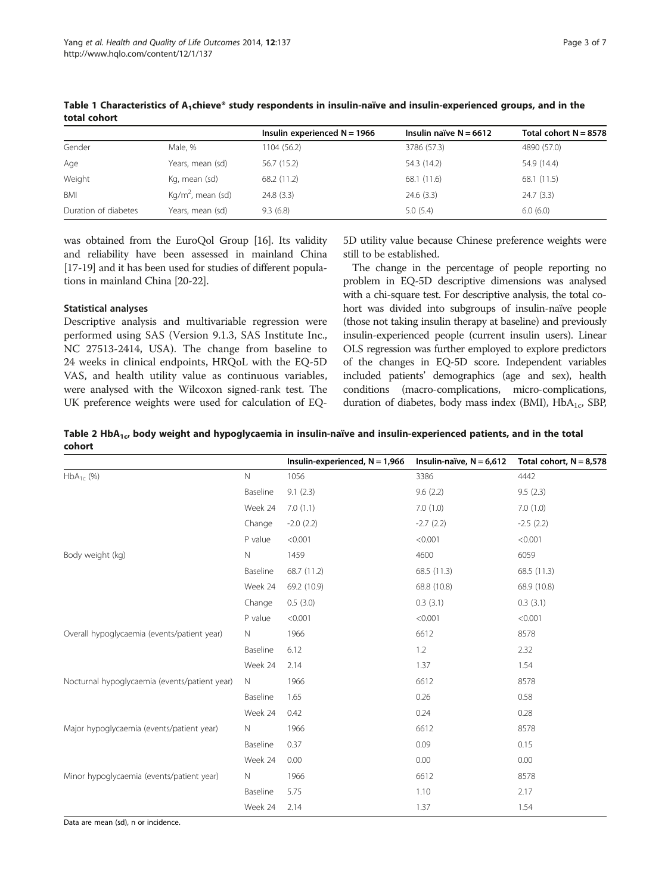**Table 1 Characteristics of $A_1$chieve® study respondents in insulin-naïve and insulin-experienced groups, and in the total cohort**

| | | Insulin experienced N = 1966 | Insulin naïve N = 6612 | Total cohort N = 8578 |
|---|---|---|---|---|
| Gender | Male, % | 1104 (56.2) | 3786 (57.3) | 4890 (57.0) |
| Age | Years, mean (sd) | 56.7 (15.2) | 54.3 (14.2) | 54.9 (14.4) |
| Weight | Kg, mean (sd) | 68.2 (11.2) | 68.1 (11.6) | 68.1 (11.5) |
| BMI | $Kg/m^2$, mean (sd) | 24.8 (3.3) | 24.6 (3.3) | 24.7 (3.3) |
| Duration of diabetes | Years, mean (sd) | 9.3 (6.8) | 5.0 (5.4) | 6.0 (6.0) |

was obtained from the EuroQol Group [16]. Its validity and reliability have been assessed in mainland China [17-19] and it has been used for studies of different populations in mainland China [20-22].

### Statistical analyses

Descriptive analysis and multivariable regression were performed using SAS (Version 9.1.3, SAS Institute Inc., NC 27513-2414, USA). The change from baseline to 24 weeks in clinical endpoints, HRQoL with the EQ-5D VAS, and health utility value as continuous variables, were analysed with the Wilcoxon signed-rank test. The UK preference weights were used for calculation of EQ-5D utility value because Chinese preference weights were still to be established.

The change in the percentage of people reporting no problem in EQ-5D descriptive dimensions was analysed with a chi-square test. For descriptive analysis, the total cohort was divided into subgroups of insulin-naïve people (those not taking insulin therapy at baseline) and previously insulin-experienced people (current insulin users). Linear OLS regression was further employed to explore predictors of the changes in EQ-5D score. Independent variables included patients' demographics (age and sex), health conditions (macro-complications, micro-complications, duration of diabetes, body mass index (BMI), $HbA_{1c}$, SBP,

**Table 2 $HbA_{1c}$, body weight and hypoglycaemia in insulin-naïve and insulin-experienced patients, and in the total cohort**

| | | Insulin-experienced, N = 1,966 | Insulin-naïve, N = 6,612 | Total cohort, N = 8,578 |
|---|---|---|---|---|
| $HbA_{1c}$ (%) | N | 1056 | 3386 | 4442 |
| | Baseline | 9.1 (2.3) | 9.6 (2.2) | 9.5 (2.3) |
| | Week 24 | 7.0 (1.1) | 7.0 (1.0) | 7.0 (1.0) |
| | Change | -2.0 (2.2) | -2.7 (2.2) | -2.5 (2.2) |
| | P value | <0.001 | <0.001 | <0.001 |
| Body weight (kg) | N | 1459 | 4600 | 6059 |
| | Baseline | 68.7 (11.2) | 68.5 (11.3) | 68.5 (11.3) |
| | Week 24 | 69.2 (10.9) | 68.8 (10.8) | 68.9 (10.8) |
| | Change | 0.5 (3.0) | 0.3 (3.1) | 0.3 (3.1) |
| | P value | <0.001 | <0.001 | <0.001 |
| Overall hypoglycaemia (events/patient year) | N | 1966 | 6612 | 8578 |
| | Baseline | 6.12 | 1.2 | 2.32 |
| | Week 24 | 2.14 | 1.37 | 1.54 |
| Nocturnal hypoglycaemia (events/patient year) | N | 1966 | 6612 | 8578 |
| | Baseline | 1.65 | 0.26 | 0.58 |
| | Week 24 | 0.42 | 0.24 | 0.28 |
| Major hypoglycaemia (events/patient year) | N | 1966 | 6612 | 8578 |
| | Baseline | 0.37 | 0.09 | 0.15 |
| | Week 24 | 0.00 | 0.00 | 0.00 |
| Minor hypoglycaemia (events/patient year) | N | 1966 | 6612 | 8578 |
| | Baseline | 5.75 | 1.10 | 2.17 |
| | Week 24 | 2.14 | 1.37 | 1.54 |

Data are mean (sd), n or incidence.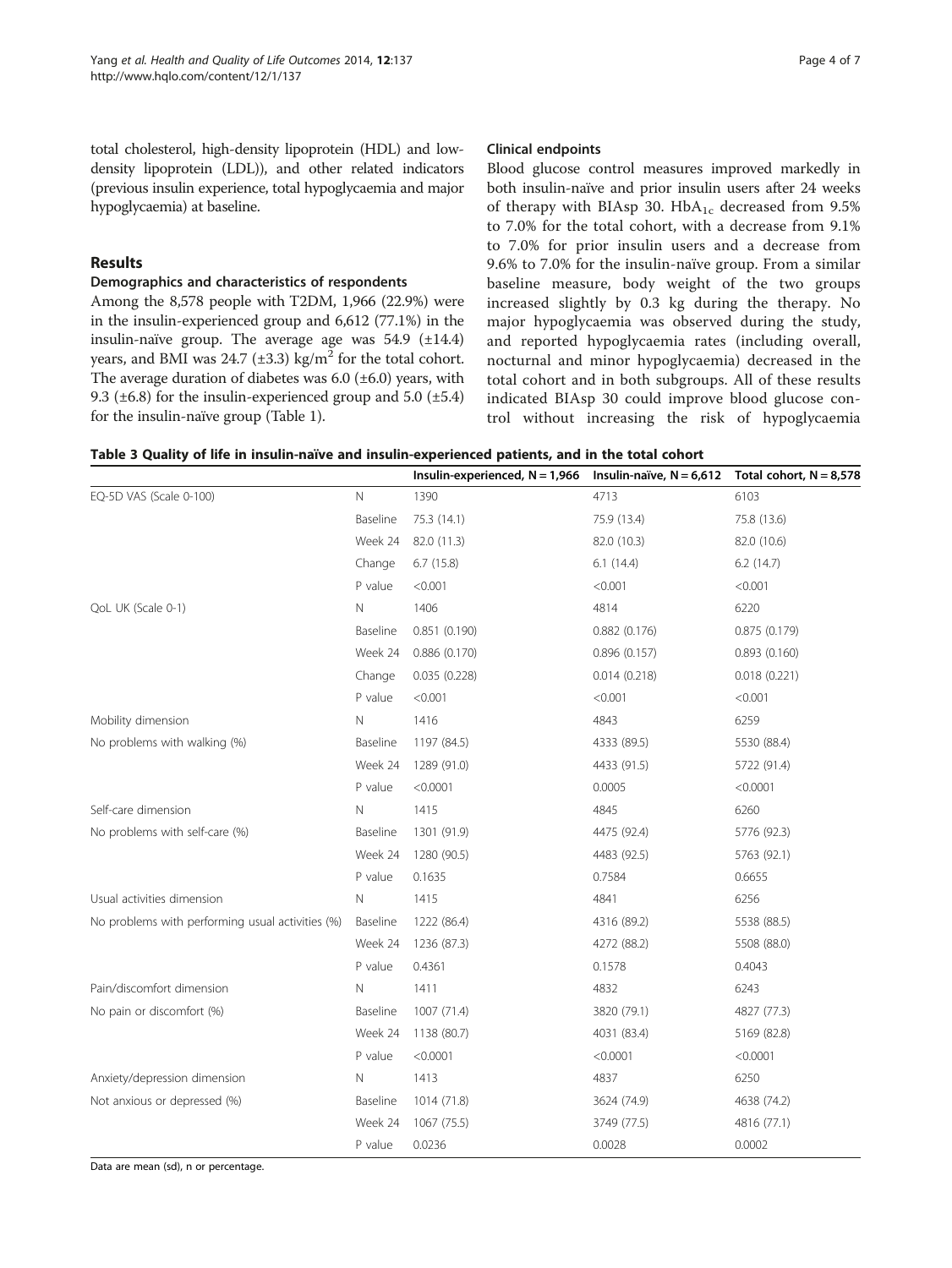total cholesterol, high-density lipoprotein (HDL) and low-density lipoprotein (LDL)), and other related indicators (previous insulin experience, total hypoglycaemia and major hypoglycaemia) at baseline.

## Results

### Demographics and characteristics of respondents

Among the 8,578 people with T2DM, 1,966 (22.9%) were in the insulin-experienced group and 6,612 (77.1%) in the insulin-naïve group. The average age was 54.9 (±14.4) years, and BMI was 24.7 (±3.3) kg/m$^2$ for the total cohort. The average duration of diabetes was 6.0 (±6.0) years, with 9.3 (±6.8) for the insulin-experienced group and 5.0 (±5.4) for the insulin-naïve group (Table 1).

### Clinical endpoints

Blood glucose control measures improved markedly in both insulin-naïve and prior insulin users after 24 weeks of therapy with BIAsp 30. $HbA_{1c}$ decreased from 9.5% to 7.0% for the total cohort, with a decrease from 9.1% to 7.0% for prior insulin users and a decrease from 9.6% to 7.0% for the insulin-naïve group. From a similar baseline measure, body weight of the two groups increased slightly by 0.3 kg during the therapy. No major hypoglycaemia was observed during the study, and reported hypoglycaemia rates (including overall, nocturnal and minor hypoglycaemia) decreased in the total cohort and in both subgroups. All of these results indicated BIAsp 30 could improve blood glucose control without increasing the risk of hypoglycaemia

**Table 3 Quality of life in insulin-naïve and insulin-experienced patients, and in the total cohort**

| | | Insulin-experienced, N = 1,966 | Insulin-naïve, N = 6,612 | Total cohort, N = 8,578 |
|---|---|---|---|---|
| EQ-5D VAS (Scale 0-100) | N | 1390 | 4713 | 6103 |
| | Baseline | 75.3 (14.1) | 75.9 (13.4) | 75.8 (13.6) |
| | Week 24 | 82.0 (11.3) | 82.0 (10.3) | 82.0 (10.6) |
| | Change | 6.7 (15.8) | 6.1 (14.4) | 6.2 (14.7) |
| | P value | <0.001 | <0.001 | <0.001 |
| QoL UK (Scale 0-1) | N | 1406 | 4814 | 6220 |
| | Baseline | 0.851 (0.190) | 0.882 (0.176) | 0.875 (0.179) |
| | Week 24 | 0.886 (0.170) | 0.896 (0.157) | 0.893 (0.160) |
| | Change | 0.035 (0.228) | 0.014 (0.218) | 0.018 (0.221) |
| | P value | <0.001 | <0.001 | <0.001 |
| Mobility dimension | N | 1416 | 4843 | 6259 |
| No problems with walking (%) | Baseline | 1197 (84.5) | 4333 (89.5) | 5530 (88.4) |
| | Week 24 | 1289 (91.0) | 4433 (91.5) | 5722 (91.4) |
| | P value | <0.0001 | 0.0005 | <0.0001 |
| Self-care dimension | N | 1415 | 4845 | 6260 |
| No problems with self-care (%) | Baseline | 1301 (91.9) | 4475 (92.4) | 5776 (92.3) |
| | Week 24 | 1280 (90.5) | 4483 (92.5) | 5763 (92.1) |
| | P value | 0.1635 | 0.7584 | 0.6655 |
| Usual activities dimension | N | 1415 | 4841 | 6256 |
| No problems with performing usual activities (%) | Baseline | 1222 (86.4) | 4316 (89.2) | 5538 (88.5) |
| | Week 24 | 1236 (87.3) | 4272 (88.2) | 5508 (88.0) |
| | P value | 0.4361 | 0.1578 | 0.4043 |
| Pain/discomfort dimension | N | 1411 | 4832 | 6243 |
| No pain or discomfort (%) | Baseline | 1007 (71.4) | 3820 (79.1) | 4827 (77.3) |
| | Week 24 | 1138 (80.7) | 4031 (83.4) | 5169 (82.8) |
| | P value | <0.0001 | <0.0001 | <0.0001 |
| Anxiety/depression dimension | N | 1413 | 4837 | 6250 |
| Not anxious or depressed (%) | Baseline | 1014 (71.8) | 3624 (74.9) | 4638 (74.2) |
| | Week 24 | 1067 (75.5) | 3749 (77.5) | 4816 (77.1) |
| | P value | 0.0236 | 0.0028 | 0.0002 |

Data are mean (sd), n or percentage.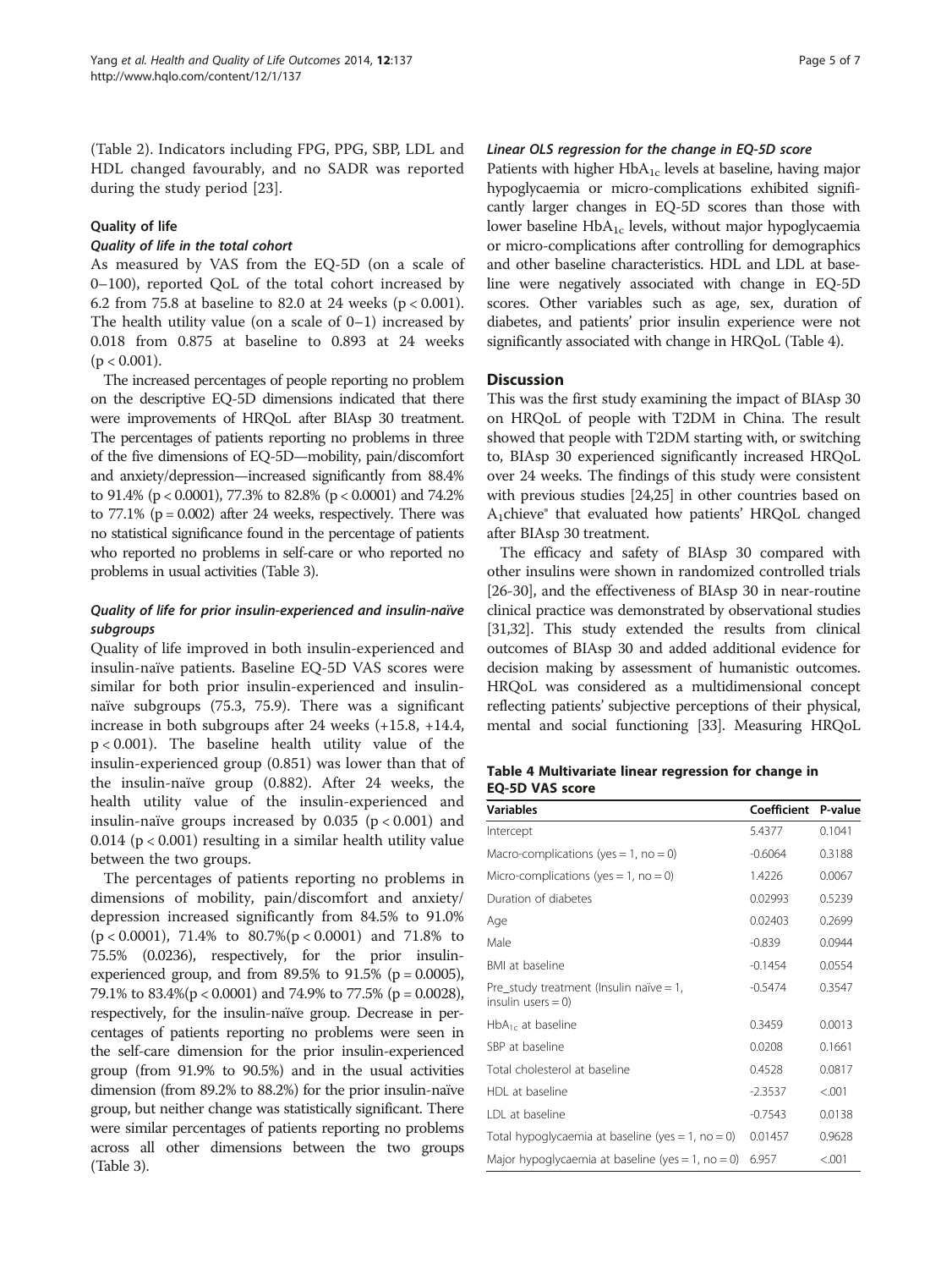(Table 2). Indicators including FPG, PPG, SBP, LDL and HDL changed favourably, and no SADR was reported during the study period [23].

### Quality of life

#### *Quality of life in the total cohort*

As measured by VAS from the EQ-5D (on a scale of 0–100), reported QoL of the total cohort increased by 6.2 from 75.8 at baseline to 82.0 at 24 weeks ($p < 0.001$). The health utility value (on a scale of 0–1) increased by 0.018 from 0.875 at baseline to 0.893 at 24 weeks ($p < 0.001$).

The increased percentages of people reporting no problem on the descriptive EQ-5D dimensions indicated that there were improvements of HRQoL after BIAsp 30 treatment. The percentages of patients reporting no problems in three of the five dimensions of EQ-5D—mobility, pain/discomfort and anxiety/depression—increased significantly from 88.4% to 91.4% ($p < 0.0001$), 77.3% to 82.8% ($p < 0.0001$) and 74.2% to 77.1% ($p = 0.002$) after 24 weeks, respectively. There was no statistical significance found in the percentage of patients who reported no problems in self-care or who reported no problems in usual activities (Table 3).

#### *Quality of life for prior insulin-experienced and insulin-naïve subgroups*

Quality of life improved in both insulin-experienced and insulin-naïve patients. Baseline EQ-5D VAS scores were similar for both prior insulin-experienced and insulin-naïve subgroups (75.3, 75.9). There was a significant increase in both subgroups after 24 weeks (+15.8, +14.4, $p < 0.001$). The baseline health utility value of the insulin-experienced group (0.851) was lower than that of the insulin-naïve group (0.882). After 24 weeks, the health utility value of the insulin-experienced and insulin-naïve groups increased by 0.035 ($p < 0.001$) and 0.014 ($p < 0.001$) resulting in a similar health utility value between the two groups.

The percentages of patients reporting no problems in dimensions of mobility, pain/discomfort and anxiety/depression increased significantly from 84.5% to 91.0% ($p < 0.0001$), 71.4% to 80.7%($p < 0.0001$) and 71.8% to 75.5% (0.0236), respectively, for the prior insulin-experienced group, and from 89.5% to 91.5% ($p = 0.0005$), 79.1% to 83.4%($p < 0.0001$) and 74.9% to 77.5% ($p = 0.0028$), respectively, for the insulin-naïve group. Decrease in percentages of patients reporting no problems were seen in the self-care dimension for the prior insulin-experienced group (from 91.9% to 90.5%) and in the usual activities dimension (from 89.2% to 88.2%) for the prior insulin-naïve group, but neither change was statistically significant. There were similar percentages of patients reporting no problems across all other dimensions between the two groups (Table 3).

#### *Linear OLS regression for the change in EQ-5D score*

Patients with higher $HbA_{1c}$ levels at baseline, having major hypoglycaemia or micro-complications exhibited significantly larger changes in EQ-5D scores than those with lower baseline $HbA_{1c}$ levels, without major hypoglycaemia or micro-complications after controlling for demographics and other baseline characteristics. HDL and LDL at baseline were negatively associated with change in EQ-5D scores. Other variables such as age, sex, duration of diabetes, and patients' prior insulin experience were not significantly associated with change in HRQoL (Table 4).

## Discussion

This was the first study examining the impact of BIAsp 30 on HRQoL of people with T2DM in China. The result showed that people with T2DM starting with, or switching to, BIAsp 30 experienced significantly increased HRQoL over 24 weeks. The findings of this study were consistent with previous studies [24,25] in other countries based on $A_1$chieve® that evaluated how patients' HRQoL changed after BIAsp 30 treatment.

The efficacy and safety of BIAsp 30 compared with other insulins were shown in randomized controlled trials [26-30], and the effectiveness of BIAsp 30 in near-routine clinical practice was demonstrated by observational studies [31,32]. This study extended the results from clinical outcomes of BIAsp 30 and added additional evidence for decision making by assessment of humanistic outcomes. HRQoL was considered as a multidimensional concept reflecting patients' subjective perceptions of their physical, mental and social functioning [33]. Measuring HRQoL

**Table 4 Multivariate linear regression for change in EQ-5D VAS score**

| Variables | Coefficient | P-value |
|---|---|---|
| Intercept | 5.4377 | 0.1041 |
| Macro-complications (yes = 1, no = 0) | -0.6064 | 0.3188 |
| Micro-complications (yes = 1, no = 0) | 1.4226 | 0.0067 |
| Duration of diabetes | 0.02993 | 0.5239 |
| Age | 0.02403 | 0.2699 |
| Male | -0.839 | 0.0944 |
| BMI at baseline | -0.1454 | 0.0554 |
| Pre_study treatment (Insulin naïve = 1, insulin users = 0) | -0.5474 | 0.3547 |
| $HbA_{1c}$ at baseline | 0.3459 | 0.0013 |
| SBP at baseline | 0.0208 | 0.1661 |
| Total cholesterol at baseline | 0.4528 | 0.0817 |
| HDL at baseline | -2.3537 | <.001 |
| LDL at baseline | -0.7543 | 0.0138 |
| Total hypoglycaemia at baseline (yes = 1, no = 0) | 0.01457 | 0.9628 |
| Major hypoglycaemia at baseline (yes = 1, no = 0) | 6.957 | <.001 |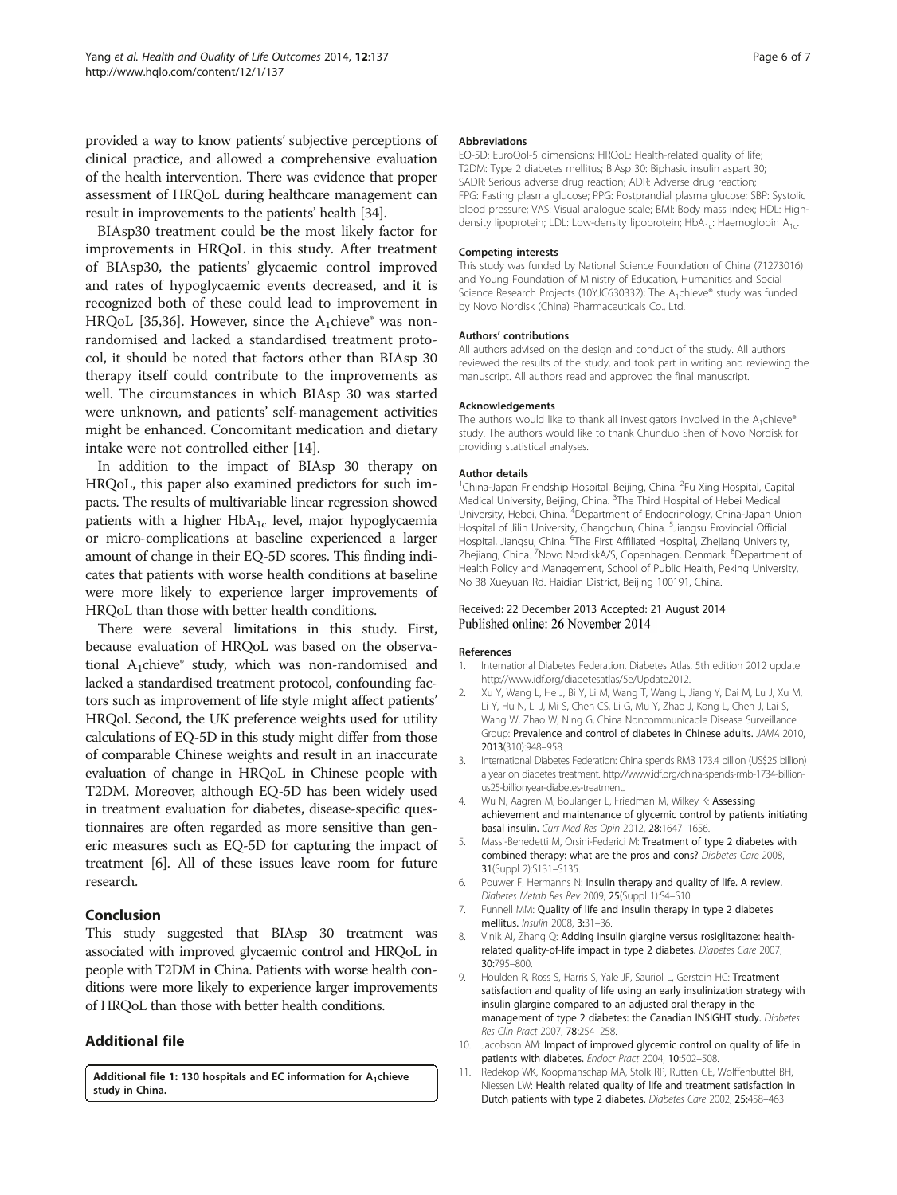provided a way to know patients' subjective perceptions of clinical practice, and allowed a comprehensive evaluation of the health intervention. There was evidence that proper assessment of HRQoL during healthcare management can result in improvements to the patients' health [34].

BIAsp30 treatment could be the most likely factor for improvements in HRQoL in this study. After treatment of BIAsp30, the patients' glycaemic control improved and rates of hypoglycaemic events decreased, and it is recognized both of these could lead to improvement in HRQoL [35,36]. However, since the $A_1$chieve® was non-randomised and lacked a standardised treatment protocol, it should be noted that factors other than BIAsp 30 therapy itself could contribute to the improvements as well. The circumstances in which BIAsp 30 was started were unknown, and patients' self-management activities might be enhanced. Concomitant medication and dietary intake were not controlled either [14].

In addition to the impact of BIAsp 30 therapy on HRQoL, this paper also examined predictors for such impacts. The results of multivariable linear regression showed patients with a higher $HbA_{1c}$ level, major hypoglycaemia or micro-complications at baseline experienced a larger amount of change in their EQ-5D scores. This finding indicates that patients with worse health conditions at baseline were more likely to experience larger improvements of HRQoL than those with better health conditions.

There were several limitations in this study. First, because evaluation of HRQoL was based on the observational $A_1$chieve® study, which was non-randomised and lacked a standardised treatment protocol, confounding factors such as improvement of life style might affect patients' HRQol. Second, the UK preference weights used for utility calculations of EQ-5D in this study might differ from those of comparable Chinese weights and result in an inaccurate evaluation of change in HRQoL in Chinese people with T2DM. Moreover, although EQ-5D has been widely used in treatment evaluation for diabetes, disease-specific questionnaires are often regarded as more sensitive than generic measures such as EQ-5D for capturing the impact of treatment [6]. All of these issues leave room for future research.

## Conclusion

This study suggested that BIAsp 30 treatment was associated with improved glycaemic control and HRQoL in people with T2DM in China. Patients with worse health conditions were more likely to experience larger improvements of HRQoL than those with better health conditions.

## Additional file

**Additional file 1:** 130 hospitals and EC information for $A_1$chieve study in China.

#### Abbreviations

EQ-5D: EuroQol-5 dimensions; HRQoL: Health-related quality of life; T2DM: Type 2 diabetes mellitus; BIAsp 30: Biphasic insulin aspart 30; SADR: Serious adverse drug reaction; ADR: Adverse drug reaction; FPG: Fasting plasma glucose; PPG: Postprandial plasma glucose; SBP: Systolic blood pressure; VAS: Visual analogue scale; BMI: Body mass index; HDL: High-density lipoprotein; LDL: Low-density lipoprotein; $HbA_{1c}$: Haemoglobin $A_{1c}$.

#### Competing interests

This study was funded by National Science Foundation of China (71273016) and Young Foundation of Ministry of Education, Humanities and Social Science Research Projects (10YJC630332); The $A_1$chieve® study was funded by Novo Nordisk (China) Pharmaceuticals Co., Ltd.

#### Authors' contributions

All authors advised on the design and conduct of the study. All authors reviewed the results of the study, and took part in writing and reviewing the manuscript. All authors read and approved the final manuscript.

#### Acknowledgements

The authors would like to thank all investigators involved in the $A_1$chieve® study. The authors would like to thank Chunduo Shen of Novo Nordisk for providing statistical analyses.

#### Author details

[1]China-Japan Friendship Hospital, Beijing, China. [2]Fu Xing Hospital, Capital Medical University, Beijing, China. [3]The Third Hospital of Hebei Medical University, Hebei, China. [4]Department of Endocrinology, China-Japan Union Hospital of Jilin University, Changchun, China. [5]Jiangsu Provincial Official Hospital, Jiangsu, China. [6]The First Affiliated Hospital, Zhejiang University, Zhejiang, China. [7]Novo NordiskA/S, Copenhagen, Denmark. [8]Department of Health Policy and Management, School of Public Health, Peking University, No 38 Xueyuan Rd. Haidian District, Beijing 100191, China.

Received: 22 December 2013 Accepted: 21 August 2014
Published online: 26 November 2014

#### References

1. International Diabetes Federation. Diabetes Atlas. 5th edition 2012 update. http://www.idf.org/diabetesatlas/5e/Update2012.
2. Xu Y, Wang L, He J, Bi Y, Li M, Wang T, Wang L, Jiang Y, Dai M, Lu J, Xu M, Li Y, Hu N, Li J, Mi S, Chen CS, Li G, Mu Y, Zhao J, Kong L, Chen J, Lai S, Wang W, Zhao W, Ning G, China Noncommunicable Disease Surveillance Group: Prevalence and control of diabetes in Chinese adults. *JAMA* 2010, 2013(310):948–958.
3. International Diabetes Federation: China spends RMB 173.4 billion (US$25 billion) a year on diabetes treatment. http://www.idf.org/china-spends-rmb-1734-billion-us25-billionyear-diabetes-treatment.
4. Wu N, Aagren M, Boulanger L, Friedman M, Wilkey K: Assessing achievement and maintenance of glycemic control by patients initiating basal insulin. *Curr Med Res Opin* 2012, 28:1647–1656.
5. Massi-Benedetti M, Orsini-Federici M: Treatment of type 2 diabetes with combined therapy: what are the pros and cons? *Diabetes Care* 2008, 31(Suppl 2):S131–S135.
6. Pouwer F, Hermanns N: Insulin therapy and quality of life. A review. *Diabetes Metab Res Rev* 2009, 25(Suppl 1):S4–S10.
7. Funnell MM: Quality of life and insulin therapy in type 2 diabetes mellitus. *Insulin* 2008, 3:31–36.
8. Vinik AI, Zhang Q: Adding insulin glargine versus rosiglitazone: health-related quality-of-life impact in type 2 diabetes. *Diabetes Care* 2007, 30:795–800.
9. Houlden R, Ross S, Harris S, Yale JF, Sauriol L, Gerstein HC: Treatment satisfaction and quality of life using an early insulinization strategy with insulin glargine compared to an adjusted oral therapy in the management of type 2 diabetes: the Canadian INSIGHT study. *Diabetes Res Clin Pract* 2007, 78:254–258.
10. Jacobson AM: Impact of improved glycemic control on quality of life in patients with diabetes. *Endocr Pract* 2004, 10:502–508.
11. Redekop WK, Koopmanschap MA, Stolk RP, Rutten GE, Wolffenbuttel BH, Niessen LW: Health related quality of life and treatment satisfaction in Dutch patients with type 2 diabetes. *Diabetes Care* 2002, 25:458–463.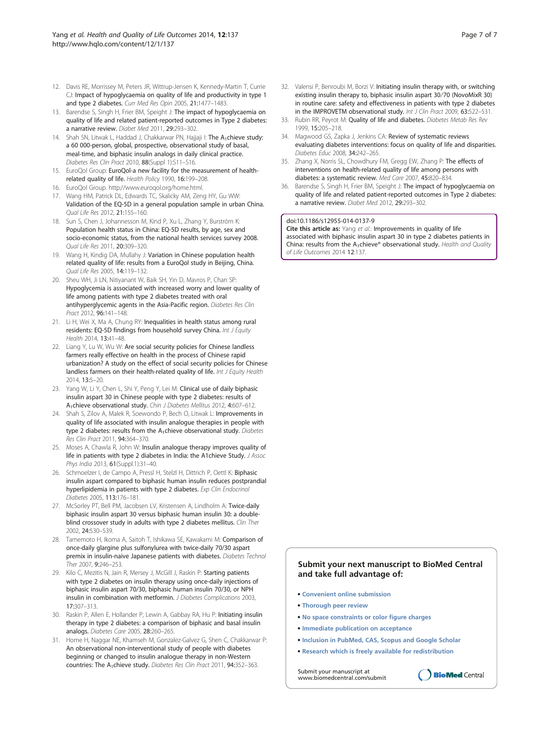12. Davis RE, Morrissey M, Peters JR, Wittrup-Jensen K, Kennedy-Martin T, Currie CJ: Impact of hypoglycaemia on quality of life and productivity in type 1 and type 2 diabetes. *Curr Med Res Opin* 2005, **21**:1477–1483.
13. Barendse S, Singh H, Frier BM, Speight J: The impact of hypoglycaemia on quality of life and related patient-reported outcomes in Type 2 diabetes: a narrative review. *Diabet Med* 2011, **29**:293–302.
14. Shah SN, Litwak L, Haddad J, Chakkarwar PN, Hajjaji I: The $A_1$chieve study: a 60 000-person, global, prospective, observational study of basal, meal-time, and biphasic insulin analogs in daily clinical practice. *Diabetes Res Clin Pract* 2010, **88**(Suppl 1):S11–S16.
15. EuroQol Group: EuroQol-a new facility for the measurement of health-related quality of life. *Health Policy* 1990, **16**:199–208.
16. EuroQol Group. http://www.euroqol.org/home.html.
17. Wang HM, Patrick DL, Edwards TC, Skalicky AM, Zeng HY, Gu WW: Validation of the EQ-5D in a general population sample in urban China. *Qual Life Res* 2012, **21**:155–160.
18. Sun S, Chen J, Johannesson M, Kind P, Xu L, Zhang Y, Burström K: Population health status in China: EQ-5D results, by age, sex and socio-economic status, from the national health services survey 2008. *Qual Life Res* 2011, **20**:309–320.
19. Wang H, Kindig DA, Mullahy J: Variation in Chinese population health related quality of life: results from a EuroQol study in Beijing, China. *Qual Life Res* 2005, **14**:119–132.
20. Sheu WH, Ji LN, Nitiyanant W, Baik SH, Yin D, Mavros P, Chan SP: Hypoglycemia is associated with increased worry and lower quality of life among patients with type 2 diabetes treated with oral antihyperglycemic agents in the Asia-Pacific region. *Diabetes Res Clin Pract* 2012, **96**:141–148.
21. Li H, Wei X, Ma A, Chung RY: Inequalities in health status among rural residents: EQ-5D findings from household survey China. *Int J Equity Health* 2014, **13**:41–48.
22. Liang Y, Lu W, Wu W: Are social security policies for Chinese landless farmers really effective on health in the process of Chinese rapid urbanization? A study on the effect of social security policies for Chinese landless farmers on their health-related quality of life. *Int J Equity Health* 2014, **13**:5–20.
23. Yang W, Li Y, Chen L, Shi Y, Peng Y, Lei M: Clinical use of daily biphasic insulin aspart 30 in Chinese people with type 2 diabetes: results of $A_1$chieve observational study. *Chin J Diabetes Mellitus* 2012, **4**:607–612.
24. Shah S, Zilov A, Malek R, Soewondo P, Bech O, Litwak L: Improvements in quality of life associated with insulin analogue therapies in people with type 2 diabetes: results from the $A_1$chieve observational study. *Diabetes Res Clin Pract* 2011, **94**:364–370.
25. Moses A, Chawla R, John W: Insulin analogue therapy improves quality of life in patients with type 2 diabetes in India: the A1chieve Study. *J Assoc Phys India* 2013, **61**(Suppl.1):31–40.
26. Schmoelzer I, de Campo A, Pressl H, Stelzl H, Dittrich P, Oettl K: Biphasic insulin aspart compared to biphasic human insulin reduces postprandial hyperlipidemia in patients with type 2 diabetes. *Exp Clin Endocrinol Diabetes* 2005, **113**:176–181.
27. McSorley PT, Bell PM, Jacobsen LV, Kristensen A, Lindholm A: Twice-daily biphasic insulin aspart 30 versus biphasic human insulin 30: a double-blind crossover study in adults with type 2 diabetes mellitus. *Clin Ther* 2002, **24**:530–539.
28. Tamemoto H, Ikoma A, Saitoh T, Ishikawa SE, Kawakami M: Comparison of once-daily glargine plus sulfonylurea with twice-daily 70/30 aspart premix in insulin-naive Japanese patients with diabetes. *Diabetes Technol Ther* 2007, **9**:246–253.
29. Kilo C, Mezitis N, Jain R, Mersey J, McGill J, Raskin P: Starting patients with type 2 diabetes on insulin therapy using once-daily injections of biphasic insulin aspart 70/30, biphasic human insulin 70/30, or NPH insulin in combination with metformin. *J Diabetes Complications* 2003, **17**:307–313.
30. Raskin P, Allen E, Hollander P, Lewin A, Gabbay RA, Hu P: Initiating insulin therapy in type 2 diabetes: a comparison of biphasic and basal insulin analogs. *Diabetes Care* 2005, **28**:260–265.
31. Home H, Naggar NE, Khamseh M, Gonzalez-Galvez G, Shen C, Chakkarwar P: An observational non-interventional study of people with diabetes beginning or changed to insulin analogue therapy in non-Western countries: The $A_1$chieve study. *Diabetes Res Clin Pract* 2011, **94**:352–363.
32. Valensi P, Benroubi M, Borzi V: Initiating insulin therapy with, or switching existing insulin therapy to, biphasic insulin aspart 30/70 (NovoMixR 30) in routine care: safety and effectiveness in patients with type 2 diabetes in the IMPROVETM observational study. *Int J Clin Pract* 2009, **63**:522–531.
33. Rubin RR, Peyrot M: Quality of life and diabetes. *Diabetes Metab Res Rev* 1999, **15**:205–218.
34. Magwood GS, Zapka J, Jenkins CA: Review of systematic reviews evaluating diabetes interventions: focus on quality of life and disparities. *Diabetes Educ* 2008, **34**:242–265.
35. Zhang X, Norris SL, Chowdhury FM, Gregg EW, Zhang P: The effects of interventions on health-related quality of life among persons with diabetes: a systematic review. *Med Care* 2007, **45**:820–834.
36. Barendse S, Singh H, Frier BM, Speight J: The impact of hypoglycaemia on quality of life and related patient-reported outcomes in Type 2 diabetes: a narrative review. *Diabet Med* 2012, **29**:293–302.

doi:10.1186/s12955-014-0137-9

**Cite this article as:** Yang *et al.*: Improvements in quality of life associated with biphasic insulin aspart 30 in type 2 diabetes patients in China: results from the $A_1$chieve® observational study. *Health and Quality of Life Outcomes* 2014 **12**:137.

**Submit your next manuscript to BioMed Central and take full advantage of:**

- **Convenient online submission**
- **Thorough peer review**
- **No space constraints or color figure charges**
- **Immediate publication on acceptance**
- **Inclusion in PubMed, CAS, Scopus and Google Scholar**
- **Research which is freely available for redistribution**

Submit your manuscript at www.biomedcentral.com/submit

BioMed Central